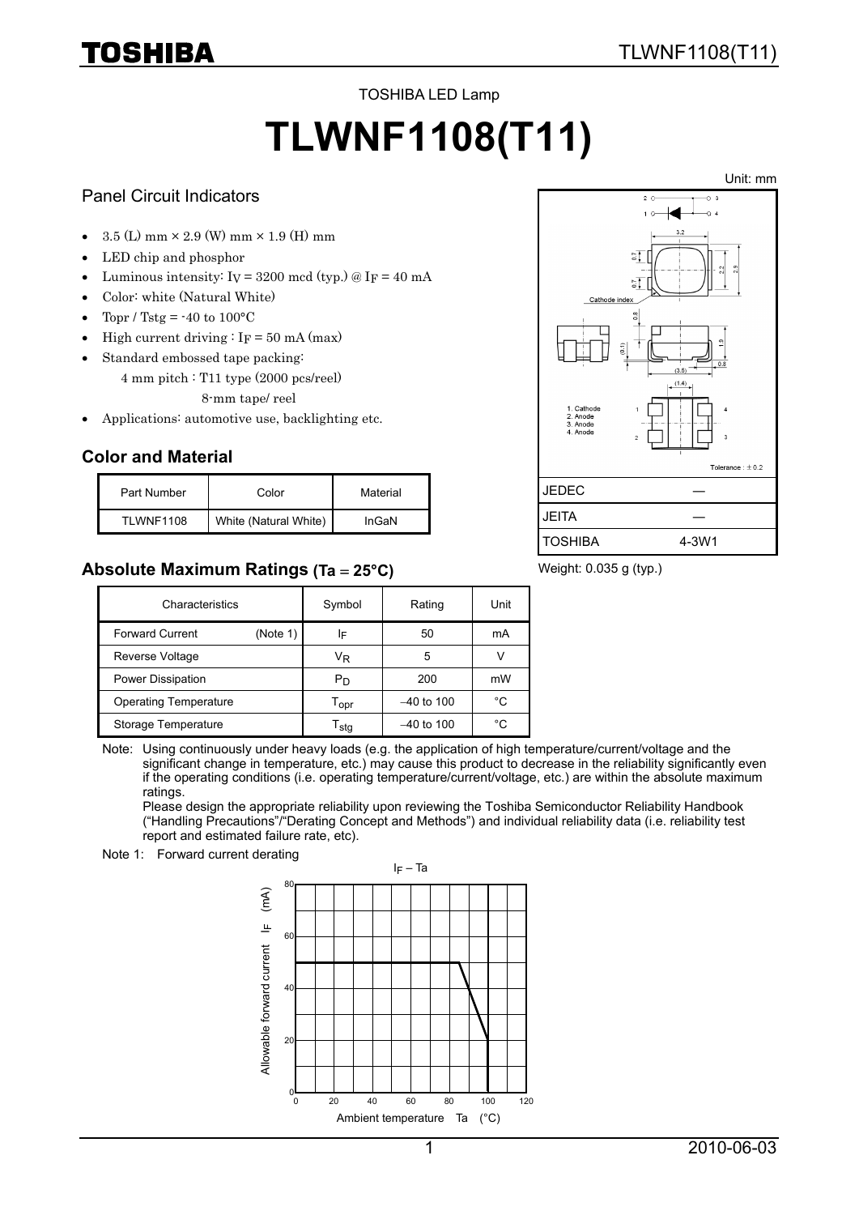TOSHIBA LED Lamp

# TLWNF1108(T11)

## Panel Circuit Indicators

- 3.5 (L) mm × 2.9 (W) mm × 1.9 (H) mm
- LED chip and phosphor
- Luminous intensity: $I_V$ = 3200 mcd (typ.) @ $I_F$ = 40 mA
- Color: white (Natural White)
- Topr / Tstg = -40 to 100°C
- High current driving : $I_F$ = 50 mA (max)
- Standard embossed tape packing:
  4 mm pitch : T11 type (2000 pcs/reel)
  8-mm tape/ reel
- Applications: automotive use, backlighting etc.

Unit: mm

1. Cathode
2. Anode
3. Anode
4. Anode

Tolerance : ± 0.2

| JEDEC | ― |
|---|---|
| JEITA | ― |
| TOSHIBA | 4-3W1 |

Weight: 0.035 g (typ.)

## Color and Material

| Part Number | Color | Material |
|---|---|---|
| TLWNF1108 | White (Natural White) | InGaN |

## Absolute Maximum Ratings (Ta = 25°C)

| Characteristics | Symbol | Rating | Unit |
|---|---|---|---|
| Forward Current (Note 1) | $I_F$ | 50 | mA |
| Reverse Voltage | $V_R$ | 5 | V |
| Power Dissipation | $P_D$ | 200 | mW |
| Operating Temperature | $T_{opr}$ | –40 to 100 | °C |
| Storage Temperature | $T_{stg}$ | –40 to 100 | °C |

Note: Using continuously under heavy loads (e.g. the application of high temperature/current/voltage and the significant change in temperature, etc.) may cause this product to decrease in the reliability significantly even if the operating conditions (i.e. operating temperature/current/voltage, etc.) are within the absolute maximum ratings.
Please design the appropriate reliability upon reviewing the Toshiba Semiconductor Reliability Handbook ("Handling Precautions"/"Derating Concept and Methods") and individual reliability data (i.e. reliability test report and estimated failure rate, etc).

Note 1: Forward current derating

$I_F$ – Ta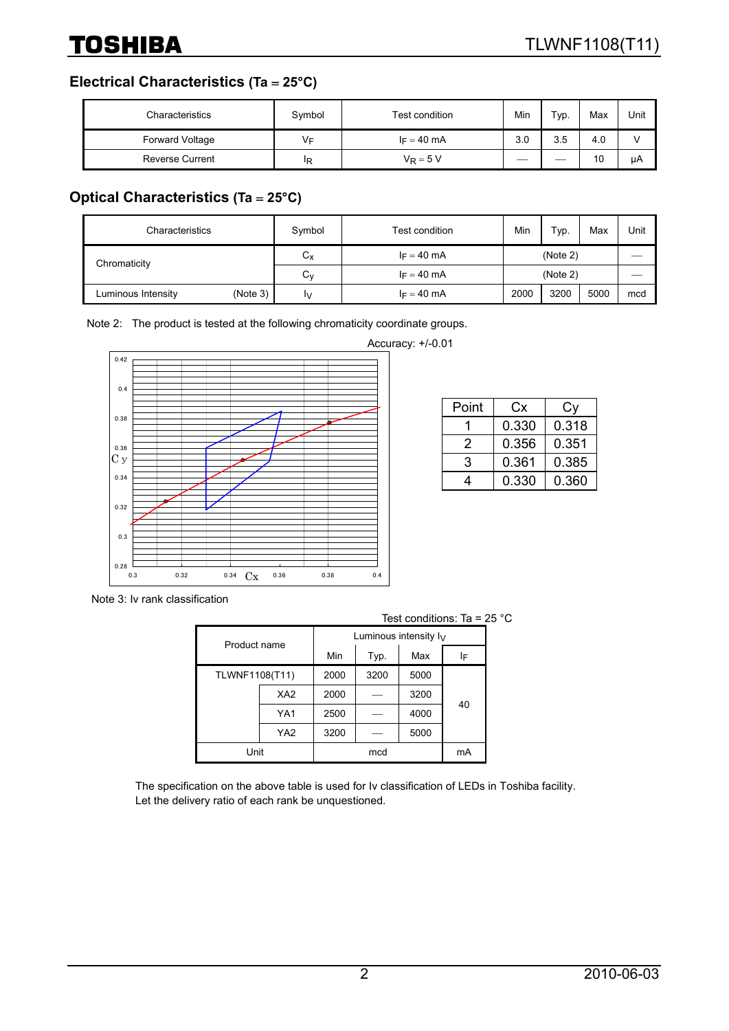## Electrical Characteristics (Ta = 25°C)

| Characteristics | Symbol | Test condition | Min | Typ. | Max | Unit |
|---|---|---|---|---|---|---|
| Forward Voltage | $V_F$ | $I_F$ = 40 mA | 3.0 | 3.5 | 4.0 | V |
| Reverse Current | $I_R$ | $V_R$ = 5 V | — | — | 10 | μA |

## Optical Characteristics (Ta = 25°C)

| Characteristics | Symbol | Test condition | Min | Typ. | Max | Unit |
|---|---|---|---|---|---|---|
| Chromaticity | $C_x$ | $I_F$ = 40 mA | (Note 2) | | | — |
| | $C_y$ | $I_F$ = 40 mA | (Note 2) | | | — |
| Luminous Intensity (Note 3) | $I_V$ | $I_F$ = 40 mA | 2000 | 3200 | 5000 | mcd |

Note 2: The product is tested at the following chromaticity coordinate groups.

Accuracy: +/-0.01

| Point | Cx | Cy |
|---|---|---|
| 1 | 0.330 | 0.318 |
| 2 | 0.356 | 0.351 |
| 3 | 0.361 | 0.385 |
| 4 | 0.330 | 0.360 |

Note 3: Iv rank classification

Test conditions: Ta = 25 °C

| Product name | | Luminous intensity $I_V$ Min | Typ. | Max | $I_F$ |
|---|---|---|---|---|---|
| TLWNF1108(T11) | | 2000 | 3200 | 5000 | 40 |
| | XA2 | 2000 | — | 3200 | |
| | YA1 | 2500 | — | 4000 | |
| | YA2 | 3200 | — | 5000 | |
| Unit | | mcd | | | mA |

The specification on the above table is used for Iv classification of LEDs in Toshiba facility.
Let the delivery ratio of each rank be unquestioned.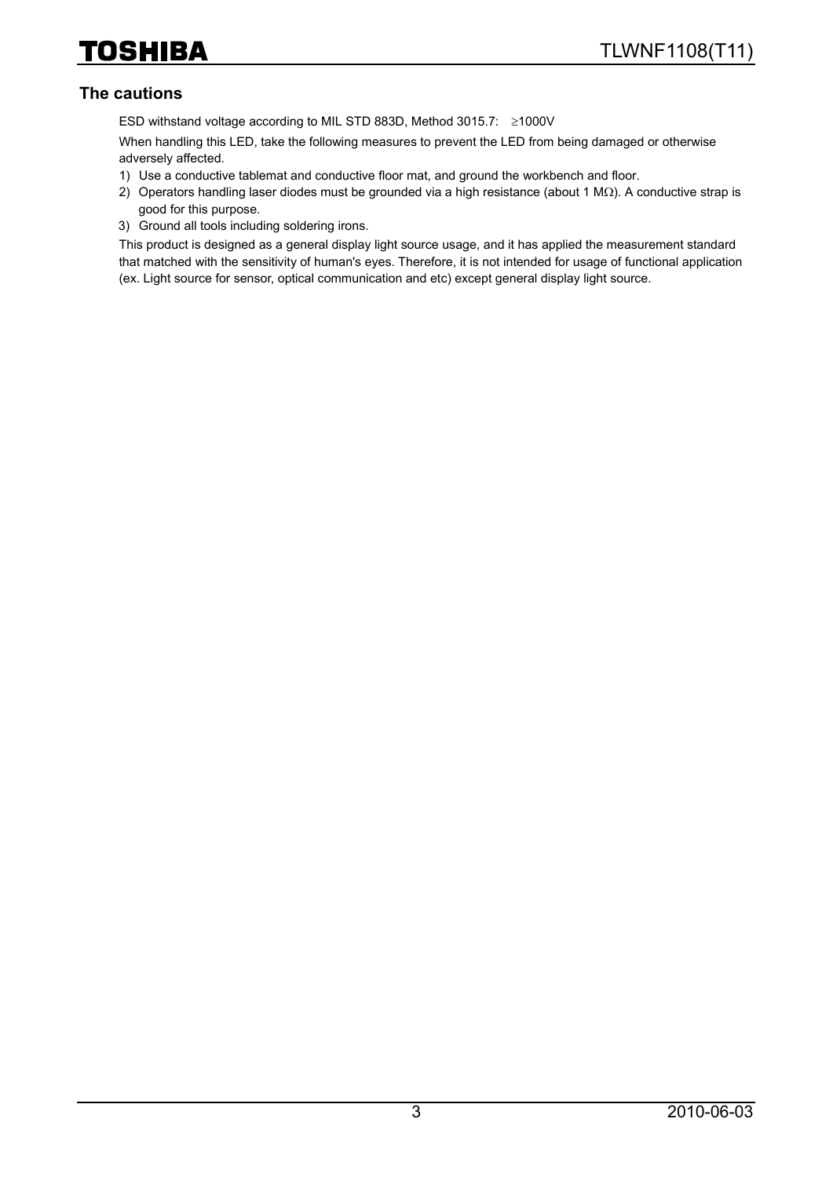## The cautions

ESD withstand voltage according to MIL STD 883D, Method 3015.7: ≥1000V

When handling this LED, take the following measures to prevent the LED from being damaged or otherwise adversely affected.

1) Use a conductive tablemat and conductive floor mat, and ground the workbench and floor.
2) Operators handling laser diodes must be grounded via a high resistance (about 1 MΩ). A conductive strap is good for this purpose.
3) Ground all tools including soldering irons.

This product is designed as a general display light source usage, and it has applied the measurement standard that matched with the sensitivity of human's eyes. Therefore, it is not intended for usage of functional application (ex. Light source for sensor, optical communication and etc) except general display light source.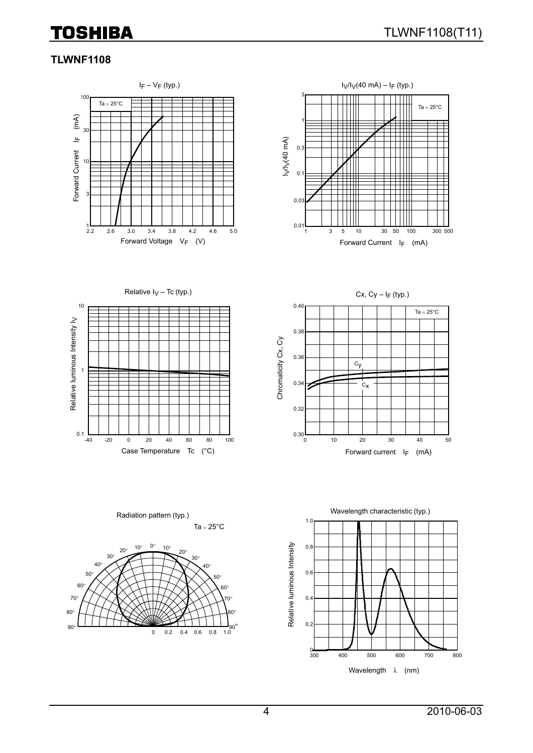## TLWNF1108

$I_F$ – $V_F$ (typ.)

Ta = 25°C

Forward Current $I_F$ (mA)

Forward Voltage $V_F$ (V)

$I_V/I_V$(40 mA) – $I_F$ (typ.)

Ta = 25°C

$I_V/I_V$(40 mA)

Forward Current $I_F$ (mA)

Relative $I_V$ – Tc (typ.)

Relative luminous Intensity $I_V$

Case Temperature Tc (°C)

Cx, Cy – $I_F$ (typ.)

Ta = 25°C

Chromaticity Cx, Cy

Forward current $I_F$ (mA)

Radiation pattern (typ.)

Ta = 25°C

Wavelength characteristic (typ.)

Relative luminous Intensity

Wavelength λ (nm)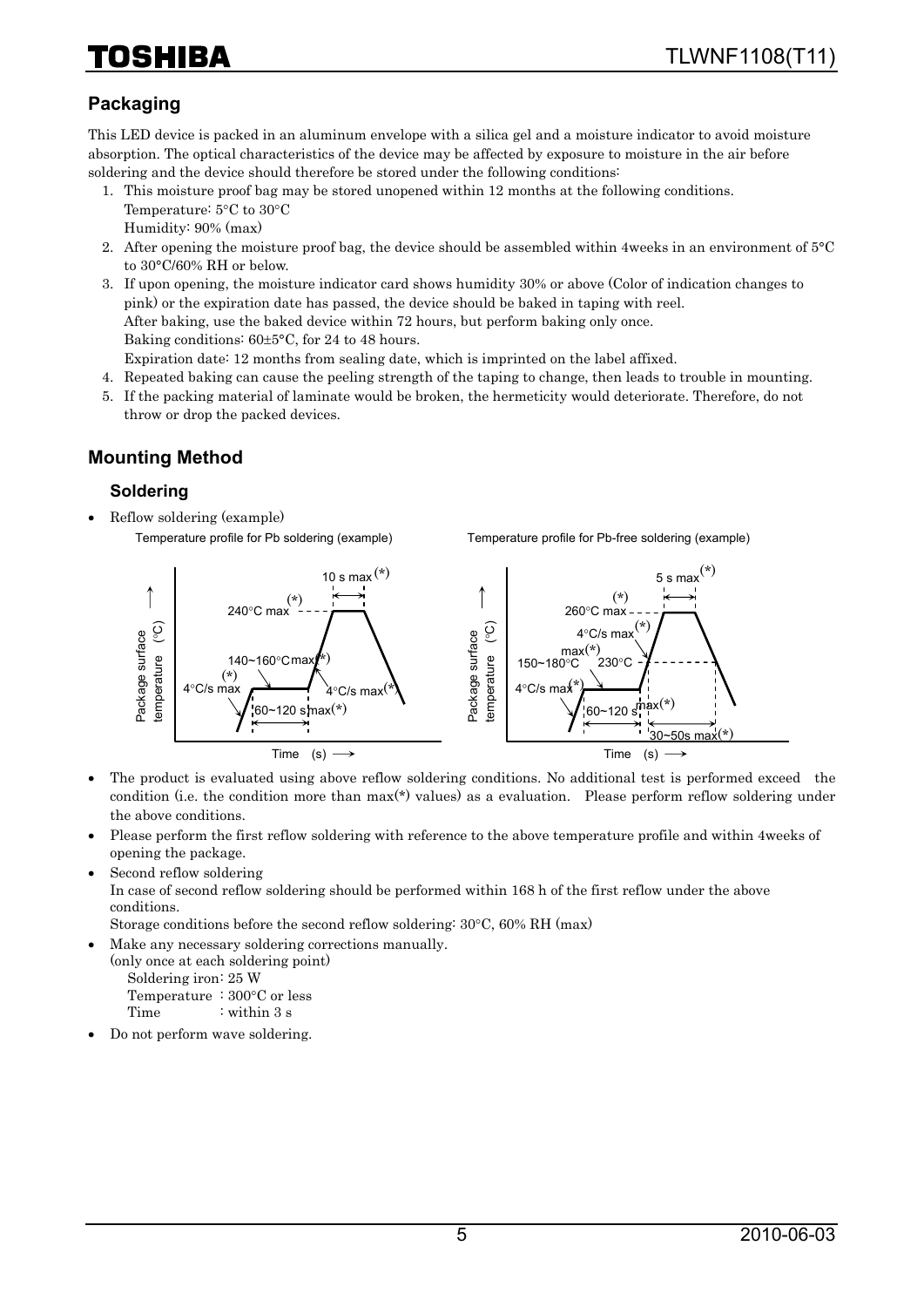## Packaging

This LED device is packed in an aluminum envelope with a silica gel and a moisture indicator to avoid moisture absorption. The optical characteristics of the device may be affected by exposure to moisture in the air before soldering and the device should therefore be stored under the following conditions:

1. This moisture proof bag may be stored unopened within 12 months at the following conditions.
   Temperature: 5°C to 30°C
   Humidity: 90% (max)
2. After opening the moisture proof bag, the device should be assembled within 4weeks in an environment of 5°C to 30°C/60% RH or below.
3. If upon opening, the moisture indicator card shows humidity 30% or above (Color of indication changes to pink) or the expiration date has passed, the device should be baked in taping with reel.
   After baking, use the baked device within 72 hours, but perform baking only once.
   Baking conditions: 60±5°C, for 24 to 48 hours.
   Expiration date: 12 months from sealing date, which is imprinted on the label affixed.
4. Repeated baking can cause the peeling strength of the taping to change, then leads to trouble in mounting.
5. If the packing material of laminate would be broken, the hermeticity would deteriorate. Therefore, do not throw or drop the packed devices.

## Mounting Method

### Soldering

- Reflow soldering (example)

Temperature profile for Pb soldering (example)

Package surface temperature (°C) vs. Time (s): 4°C/s max(*); 140~160°C max(*); 60~120 s max(*); 240°C max(*); 10 s max(*); 4°C/s max(*)

Temperature profile for Pb-free soldering (example)

Package surface temperature (°C) vs. Time (s): 4°C/s max(*); 150~180°C max(*); 60~120 s max(*); 4°C/s max(*); 260°C max(*); 5 s max(*); 230°C; 30~50s max(*)

- The product is evaluated using above reflow soldering conditions. No additional test is performed exceed the condition (i.e. the condition more than max(*) values) as a evaluation. Please perform reflow soldering under the above conditions.
- Please perform the first reflow soldering with reference to the above temperature profile and within 4weeks of opening the package.
- Second reflow soldering
  In case of second reflow soldering should be performed within 168 h of the first reflow under the above conditions.
  Storage conditions before the second reflow soldering: 30°C, 60% RH (max)
- Make any necessary soldering corrections manually.
  (only once at each soldering point)
  Soldering iron: 25 W
  Temperature : 300°C or less
  Time : within 3 s
- Do not perform wave soldering.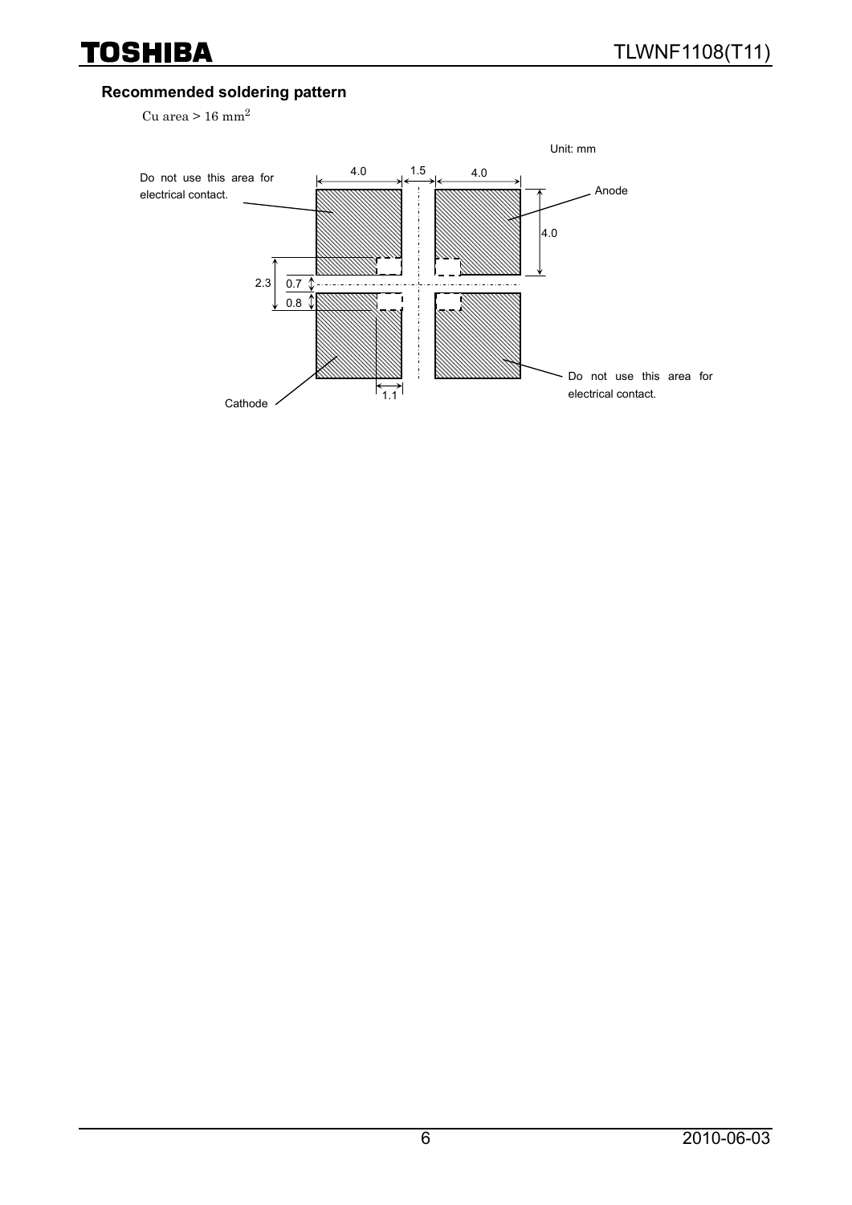### Recommended soldering pattern

Cu area > 16 $mm^2$

Unit: mm

Do not use this area for electrical contact.

Anode

Cathode

Do not use this area for electrical contact.

4.0 1.5 4.0 4.0 2.3 0.7 0.8 1.1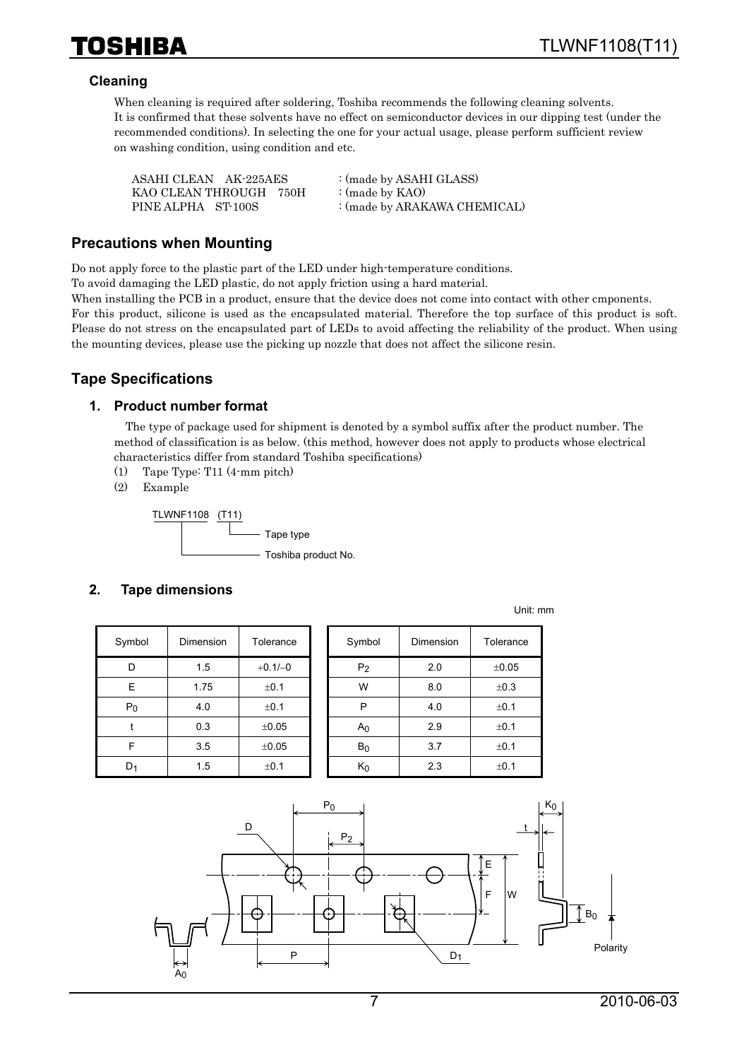### Cleaning

When cleaning is required after soldering, Toshiba recommends the following cleaning solvents.
It is confirmed that these solvents have no effect on semiconductor devices in our dipping test (under the recommended conditions). In selecting the one for your actual usage, please perform sufficient review on washing condition, using condition and etc.

| | |
|---|---|
| ASAHI CLEAN AK-225AES | : (made by ASAHI GLASS) |
| KAO CLEAN THROUGH 750H | : (made by KAO) |
| PINE ALPHA ST-100S | : (made by ARAKAWA CHEMICAL) |

## Precautions when Mounting

Do not apply force to the plastic part of the LED under high-temperature conditions.
To avoid damaging the LED plastic, do not apply friction using a hard material.
When installing the PCB in a product, ensure that the device does not come into contact with other cmponents.
For this product, silicone is used as the encapsulated material. Therefore the top surface of this product is soft. Please do not stress on the encapsulated part of LEDs to avoid affecting the reliability of the product. When using the mounting devices, please use the picking up nozzle that does not affect the silicone resin.

## Tape Specifications

### 1. Product number format

The type of package used for shipment is denoted by a symbol suffix after the product number. The method of classification is as below. (this method, however does not apply to products whose electrical characteristics differ from standard Toshiba specifications)

(1) Tape Type: T11 (4-mm pitch)

(2) Example

TLWNF1108 (T11)
- (T11): Tape type
- TLWNF1108: Toshiba product No.

### 2. Tape dimensions

Unit: mm

| Symbol | Dimension | Tolerance |
|---|---|---|
| D | 1.5 | +0.1/−0 |
| E | 1.75 | ±0.1 |
| $P_0$ | 4.0 | ±0.1 |
| t | 0.3 | ±0.05 |
| F | 3.5 | ±0.05 |
| $D_1$ | 1.5 | ±0.1 |

| Symbol | Dimension | Tolerance |
|---|---|---|
| $P_2$ | 2.0 | ±0.05 |
| W | 8.0 | ±0.3 |
| P | 4.0 | ±0.1 |
| $A_0$ | 2.9 | ±0.1 |
| $B_0$ | 3.7 | ±0.1 |
| $K_0$ | 2.3 | ±0.1 |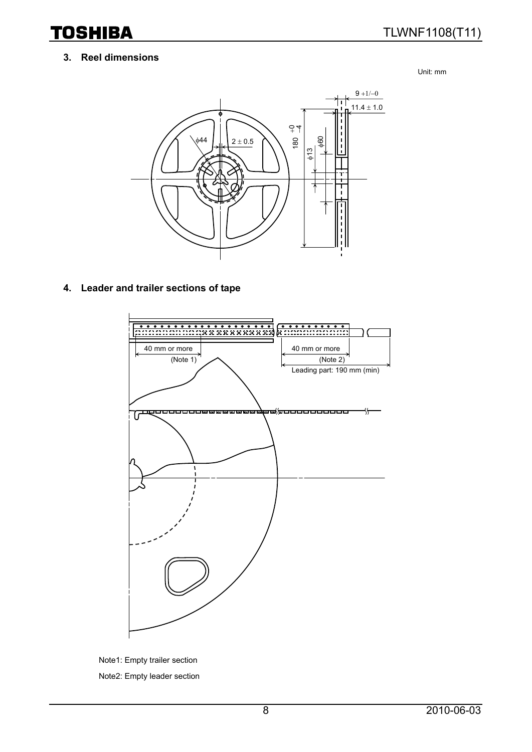## 3. Reel dimensions

Unit: mm

9 +1/−0

11.4 ± 1.0

ϕ44

2 ± 0.5

180 +0 −4

ϕ60

ϕ13

## 4. Leader and trailer sections of tape

40 mm or more (Note 1)

40 mm or more (Note 2)

Leading part: 190 mm (min)

Note1: Empty trailer section

Note2: Empty leader section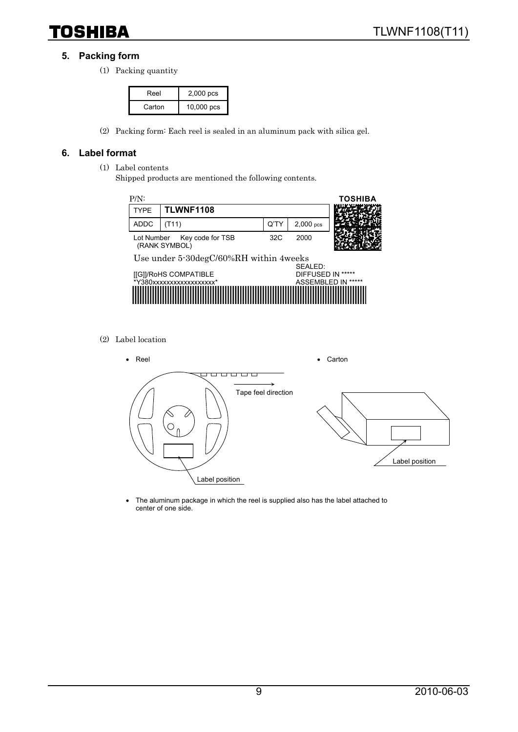## 5. Packing form

(1) Packing quantity

| Reel | 2,000 pcs |
|---|---|
| Carton | 10,000 pcs |

(2) Packing form: Each reel is sealed in an aluminum pack with silica gel.

## 6. Label format

(1) Label contents
Shipped products are mentioned the following contents.

P/N:

| TYPE | TLWNF1108 | | |
|---|---|---|---|
| ADDC | (T11) | Q'TY | 2,000 pcs |
| Lot Number (RANK SYMBOL) | Key code for TSB | 32C | 2000 |

TOSHIBA

Use under 5-30degC/60%RH within 4weeks

[[G]]/RoHS COMPATIBLE
*Y380xxxxxxxxxxxxxxxxxx*

SEALED:
DIFFUSED IN *****
ASSEMBLED IN *****

(2) Label location

- Reel

Tape feel direction

Label position

- Carton

Label position

- The aluminum package in which the reel is supplied also has the label attached to center of one side.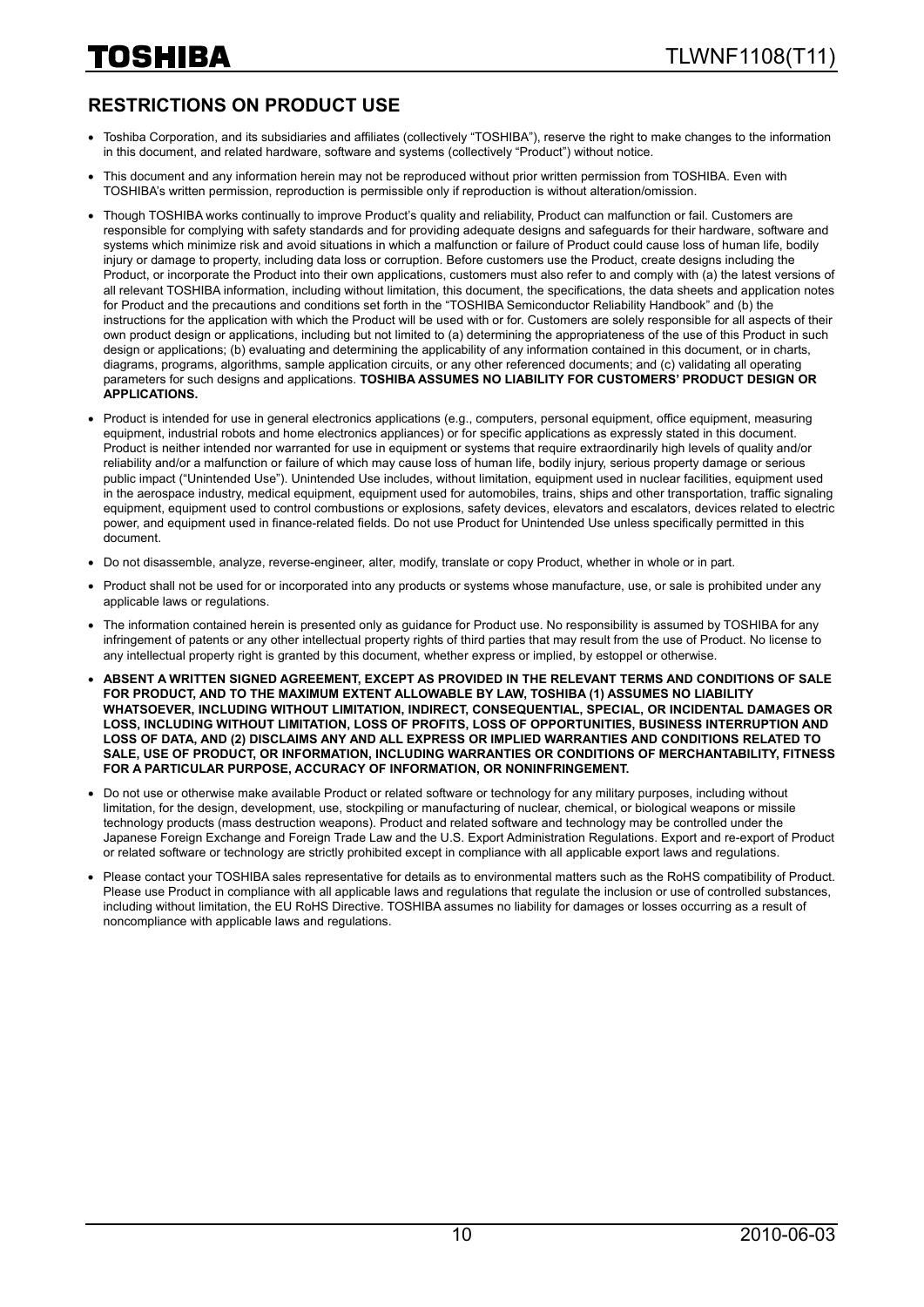## RESTRICTIONS ON PRODUCT USE

- Toshiba Corporation, and its subsidiaries and affiliates (collectively "TOSHIBA"), reserve the right to make changes to the information in this document, and related hardware, software and systems (collectively "Product") without notice.
- This document and any information herein may not be reproduced without prior written permission from TOSHIBA. Even with TOSHIBA's written permission, reproduction is permissible only if reproduction is without alteration/omission.
- Though TOSHIBA works continually to improve Product's quality and reliability, Product can malfunction or fail. Customers are responsible for complying with safety standards and for providing adequate designs and safeguards for their hardware, software and systems which minimize risk and avoid situations in which a malfunction or failure of Product could cause loss of human life, bodily injury or damage to property, including data loss or corruption. Before customers use the Product, create designs including the Product, or incorporate the Product into their own applications, customers must also refer to and comply with (a) the latest versions of all relevant TOSHIBA information, including without limitation, this document, the specifications, the data sheets and application notes for Product and the precautions and conditions set forth in the "TOSHIBA Semiconductor Reliability Handbook" and (b) the instructions for the application with which the Product will be used with or for. Customers are solely responsible for all aspects of their own product design or applications, including but not limited to (a) determining the appropriateness of the use of this Product in such design or applications; (b) evaluating and determining the applicability of any information contained in this document, or in charts, diagrams, programs, algorithms, sample application circuits, or any other referenced documents; and (c) validating all operating parameters for such designs and applications. **TOSHIBA ASSUMES NO LIABILITY FOR CUSTOMERS' PRODUCT DESIGN OR APPLICATIONS.**
- Product is intended for use in general electronics applications (e.g., computers, personal equipment, office equipment, measuring equipment, industrial robots and home electronics appliances) or for specific applications as expressly stated in this document. Product is neither intended nor warranted for use in equipment or systems that require extraordinarily high levels of quality and/or reliability and/or a malfunction or failure of which may cause loss of human life, bodily injury, serious property damage or serious public impact ("Unintended Use"). Unintended Use includes, without limitation, equipment used in nuclear facilities, equipment used in the aerospace industry, medical equipment, equipment used for automobiles, trains, ships and other transportation, traffic signaling equipment, equipment used to control combustions or explosions, safety devices, elevators and escalators, devices related to electric power, and equipment used in finance-related fields. Do not use Product for Unintended Use unless specifically permitted in this document.
- Do not disassemble, analyze, reverse-engineer, alter, modify, translate or copy Product, whether in whole or in part.
- Product shall not be used for or incorporated into any products or systems whose manufacture, use, or sale is prohibited under any applicable laws or regulations.
- The information contained herein is presented only as guidance for Product use. No responsibility is assumed by TOSHIBA for any infringement of patents or any other intellectual property rights of third parties that may result from the use of Product. No license to any intellectual property right is granted by this document, whether express or implied, by estoppel or otherwise.
- **ABSENT A WRITTEN SIGNED AGREEMENT, EXCEPT AS PROVIDED IN THE RELEVANT TERMS AND CONDITIONS OF SALE FOR PRODUCT, AND TO THE MAXIMUM EXTENT ALLOWABLE BY LAW, TOSHIBA (1) ASSUMES NO LIABILITY WHATSOEVER, INCLUDING WITHOUT LIMITATION, INDIRECT, CONSEQUENTIAL, SPECIAL, OR INCIDENTAL DAMAGES OR LOSS, INCLUDING WITHOUT LIMITATION, LOSS OF PROFITS, LOSS OF OPPORTUNITIES, BUSINESS INTERRUPTION AND LOSS OF DATA, AND (2) DISCLAIMS ANY AND ALL EXPRESS OR IMPLIED WARRANTIES AND CONDITIONS RELATED TO SALE, USE OF PRODUCT, OR INFORMATION, INCLUDING WARRANTIES OR CONDITIONS OF MERCHANTABILITY, FITNESS FOR A PARTICULAR PURPOSE, ACCURACY OF INFORMATION, OR NONINFRINGEMENT.**
- Do not use or otherwise make available Product or related software or technology for any military purposes, including without limitation, for the design, development, use, stockpiling or manufacturing of nuclear, chemical, or biological weapons or missile technology products (mass destruction weapons). Product and related software and technology may be controlled under the Japanese Foreign Exchange and Foreign Trade Law and the U.S. Export Administration Regulations. Export and re-export of Product or related software or technology are strictly prohibited except in compliance with all applicable export laws and regulations.
- Please contact your TOSHIBA sales representative for details as to environmental matters such as the RoHS compatibility of Product. Please use Product in compliance with all applicable laws and regulations that regulate the inclusion or use of controlled substances, including without limitation, the EU RoHS Directive. TOSHIBA assumes no liability for damages or losses occurring as a result of noncompliance with applicable laws and regulations.